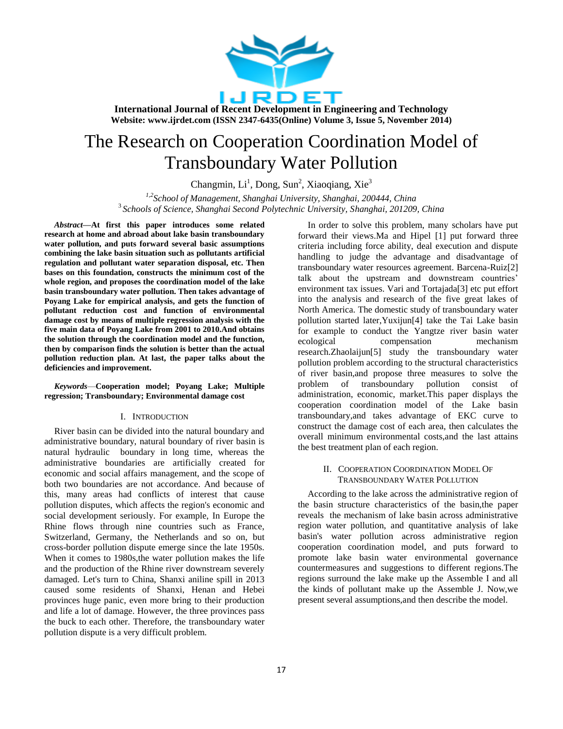# The Research on Cooperation Coordination Model of Transboundary Water Pollution

Changmin, Li[1], Dong, Sun[2], Xiaoqiang, Xie[3]

[1,2]*School of Management, Shanghai University, Shanghai, 200444, China*
[3]*Schools of Science, Shanghai Second Polytechnic University, Shanghai, 201209, China*

***Abstract*—At first this paper introduces some related research at home and abroad about lake basin transboundary water pollution, and puts forward several basic assumptions combining the lake basin situation such as pollutants artificial regulation and pollutant water separation disposal, etc. Then bases on this foundation, constructs the minimum cost of the whole region, and proposes the coordination model of the lake basin transboundary water pollution. Then takes advantage of Poyang Lake for empirical analysis, and gets the function of pollutant reduction cost and function of environmental damage cost by means of multiple regression analysis with the five main data of Poyang Lake from 2001 to 2010.And obtains the solution through the coordination model and the function, then by comparison finds the solution is better than the actual pollution reduction plan. At last, the paper talks about the deficiencies and improvement.**

***Keywords*—Cooperation model; Poyang Lake; Multiple regression; Transboundary; Environmental damage cost**

## I. Introduction

River basin can be divided into the natural boundary and administrative boundary, natural boundary of river basin is natural hydraulic boundary in long time, whereas the administrative boundaries are artificially created for economic and social affairs management, and the scope of both two boundaries are not accordance. And because of this, many areas had conflicts of interest that cause pollution disputes, which affects the region's economic and social development seriously. For example, In Europe the Rhine flows through nine countries such as France, Switzerland, Germany, the Netherlands and so on, but cross-border pollution dispute emerge since the late 1950s. When it comes to 1980s,the water pollution makes the life and the production of the Rhine river downstream severely damaged. Let's turn to China, Shanxi aniline spill in 2013 caused some residents of Shanxi, Henan and Hebei provinces huge panic, even more bring to their production and life a lot of damage. However, the three provinces pass the buck to each other. Therefore, the transboundary water pollution dispute is a very difficult problem.

In order to solve this problem, many scholars have put forward their views.Ma and Hipel [1] put forward three criteria including force ability, deal execution and dispute handling to judge the advantage and disadvantage of transboundary water resources agreement. Barcena-Ruiz[2] talk about the upstream and downstream countries' environment tax issues. Vari and Tortajada[3] etc put effort into the analysis and research of the five great lakes of North America. The domestic study of transboundary water pollution started later,Yuxijun[4] take the Tai Lake basin for example to conduct the Yangtze river basin water ecological compensation mechanism research.Zhaolaijun[5] study the transboundary water pollution problem according to the structural characteristics of river basin,and propose three measures to solve the problem of transboundary pollution consist of administration, economic, market.This paper displays the cooperation coordination model of the Lake basin transboundary,and takes advantage of EKC curve to construct the damage cost of each area, then calculates the overall minimum environmental costs,and the last attains the best treatment plan of each region.

## II. Cooperation Coordination Model Of Transboundary Water Pollution

According to the lake across the administrative region of the basin structure characteristics of the basin,the paper reveals the mechanism of lake basin across administrative region water pollution, and quantitative analysis of lake basin's water pollution across administrative region cooperation coordination model, and puts forward to promote lake basin water environmental governance countermeasures and suggestions to different regions.The regions surround the lake make up the Assemble I and all the kinds of pollutant make up the Assemble J. Now,we present several assumptions,and then describe the model.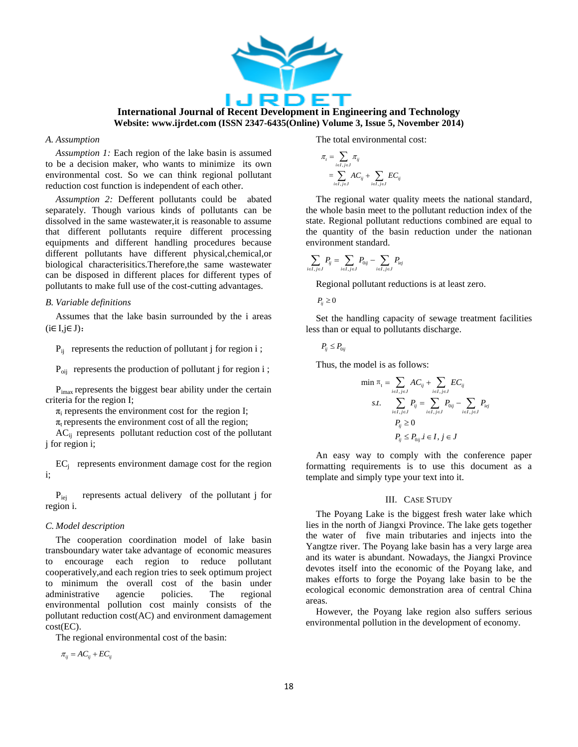### A. Assumption

*Assumption 1:* Each region of the lake basin is assumed to be a decision maker, who wants to minimize its own environmental cost. So we can think regional pollutant reduction cost function is independent of each other.

*Assumption 2:* Defferent pollutants could be abated separately. Though various kinds of pollutants can be dissolved in the same wastewater,it is reasonable to assume that different pollutants require different processing equipments and different handling procedures because different pollutants have different physical,chemical,or biological characterisitics.Therefore,the same wastewater can be disposed in different places for different types of pollutants to make full use of the cost-cutting advantages.

### B. Variable definitions

Assumes that the lake basin surrounded by the i areas (i∈ I,j∈ J)：

$P_{ij}$ represents the reduction of pollutant j for region i ;

$P_{oij}$ represents the production of pollutant j for region i ;

$P_{imax}$ represents the biggest bear ability under the certain criteria for the region I;

$\pi_i$ represents the environment cost for the region I;

$\pi_t$ represents the environment cost of all the region;

$AC_{ij}$ represents pollutant reduction cost of the pollutant j for region i;

$EC_j$ represents environment damage cost for the region i;

$P_{iej}$ represents actual delivery of the pollutant j for region i.

### C. Model description

The cooperation coordination model of lake basin transboundary water take advantage of economic measures to encourage each region to reduce pollutant cooperatively,and each region tries to seek optimum project to minimum the overall cost of the basin under administrative agencie policies. The regional environmental pollution cost mainly consists of the pollutant reduction cost(AC) and environment damagement cost(EC).

The regional environmental cost of the basin:

$$\pi_{ij} = AC_{ij} + EC_{ij}$$

The total environmental cost:

$$\pi_t = \sum_{i\in I, j\in J} \pi_{ij}$$
$$= \sum_{i\in I, j\in J} AC_{ij} + \sum_{i\in I, j\in J} EC_{ij}$$

The regional water quality meets the national standard, the whole basin meet to the pollutant reduction index of the state. Regional pollutant reductions combined are equal to the quantity of the basin reduction under the nationan environment standard.

$$\sum_{i\in I, j\in J} P_{ij} = \sum_{i\in I, j\in J} P_{0ij} - \sum_{i\in I, j\in J} P_{iej}$$

Regional pollutant reductions is at least zero.

$$P_{ij} \geq 0$$

Set the handling capacity of sewage treatment facilities less than or equal to pollutants discharge.

$$P_{ij} \leq P_{0ij}$$

Thus, the model is as follows:

$$\begin{aligned}
\min \pi_t &= \sum_{i\in I, j\in J} AC_{ij} + \sum_{i\in I, j\in J} EC_{ij} \\
s.t. \quad & \sum_{i\in I, j\in J} P_{ij} = \sum_{i\in I, j\in J} P_{0ij} - \sum_{i\in I, j\in J} P_{iej} \\
& P_{ij} \geq 0 \\
& P_{ij} \leq P_{0ij}. i \in I, j \in J
\end{aligned}$$

An easy way to comply with the conference paper formatting requirements is to use this document as a template and simply type your text into it.

## III. Case Study

The Poyang Lake is the biggest fresh water lake which lies in the north of Jiangxi Province. The lake gets together the water of five main tributaries and injects into the Yangtze river. The Poyang lake basin has a very large area and its water is abundant. Nowadays, the Jiangxi Province devotes itself into the economic of the Poyang lake, and makes efforts to forge the Poyang lake basin to be the ecological economic demonstration area of central China areas.

However, the Poyang lake region also suffers serious environmental pollution in the development of economy.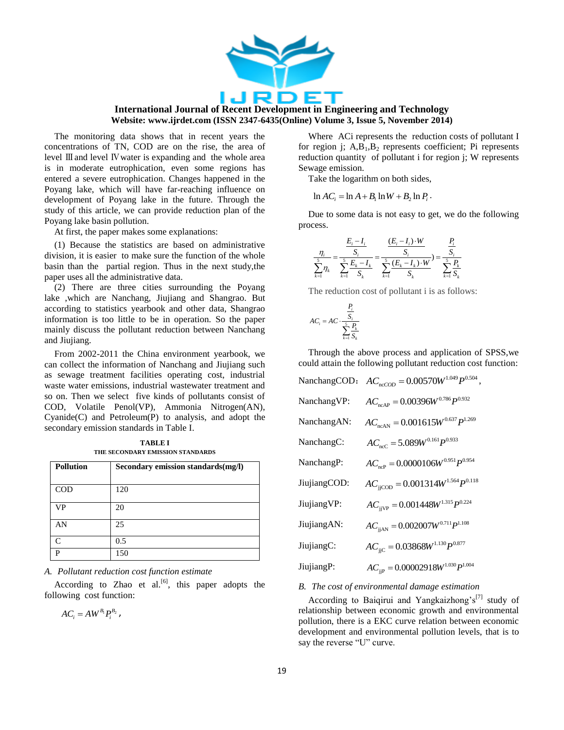The monitoring data shows that in recent years the concentrations of TN, COD are on the rise, the area of level Ⅲ and level Ⅳ water is expanding and the whole area is in moderate eutrophication, even some regions has entered a severe eutrophication. Changes happened in the Poyang lake, which will have far-reaching influence on development of Poyang lake in the future. Through the study of this article, we can provide reduction plan of the Poyang lake basin pollution.

At first, the paper makes some explanations:

(1) Because the statistics are based on administrative division, it is easier to make sure the function of the whole basin than the partial region. Thus in the next study,the paper uses all the administrative data.

(2) There are three cities surrounding the Poyang lake ,which are Nanchang, Jiujiang and Shangrao. But according to statistics yearbook and other data, Shangrao information is too little to be in operation. So the paper mainly discuss the pollutant reduction between Nanchang and Jiujiang.

From 2002-2011 the China environment yearbook, we can collect the information of Nanchang and Jiujiang such as sewage treatment facilities operating cost, industrial waste water emissions, industrial wastewater treatment and so on. Then we select five kinds of pollutants consist of COD, Volatile Penol(VP), Ammonia Nitrogen(AN), Cyanide(C) and Petroleum(P) to analysis, and adopt the secondary emission standards in Table I.

TABLE I
THE SECONDARY EMISSION STANDARDS

| Pollution | Secondary emission standards(mg/l) |
|---|---|
| COD | 120 |
| VP | 20 |
| AN | 25 |
| C | 0.5 |
| P | 150 |

*A. Pollutant reduction cost function estimate*

According to Zhao et al.[6], this paper adopts the following cost function:

$$AC_i = AW^{B_1} P_i^{B_2},$$

Where ACi represents the reduction costs of pollutant I for region j; A,$B_1$,$B_2$ represents coefficient; Pi represents reduction quantity of pollutant i for region j; W represents Sewage emission.

Take the logarithm on both sides,

$$\ln AC_i = \ln A + B_1 \ln W + B_2 \ln P_i .$$

Due to some data is not easy to get, we do the following process.

$$\frac{\eta_i}{\sum_{k=1}^{5}\eta_k} = \frac{\frac{E_i - I_i}{S_i}}{\sum_{k=1}^{5}\frac{E_k - I_k}{S_k}} = \frac{\frac{(E_i - I_i)\cdot W}{S_i}}{\sum_{k=1}^{5}\frac{(E_k - I_k)\cdot W}{S_k}}) = \frac{\frac{P_i}{S_i}}{\sum_{k=1}^{5}\frac{P_k}{S_k}}$$

The reduction cost of pollutant i is as follows:

$$AC_i = AC \cdot \frac{\frac{P_i}{S_i}}{\sum_{k=1}^{5}\frac{P_k}{S_k}}$$

Through the above process and application of SPSS,we could attain the following pollutant reduction cost function:

NanchangCOD: $AC_{ncCOD} = 0.00570W^{1.049}P^{0.504}$,

NanchangVP: $AC_{ncAP} = 0.00396W^{0.786}P^{0.932}$

NanchangAN: $AC_{ncAN} = 0.001615W^{0.637}P^{1.269}$

NanchangC: $AC_{ncC} = 5.089W^{0.161}P^{0.933}$

NanchangP: $AC_{ncP} = 0.0000106W^{0.951}P^{0.954}$

JiujiangCOD: $AC_{jjCOD} = 0.001314W^{1.564}P^{0.118}$

JiujiangVP: $AC_{jjVP} = 0.001448W^{1.315}P^{0.224}$

JiujiangAN: $AC_{jjAN} = 0.002007W^{0.711}P^{1.108}$

JiujiangC: $AC_{jjC} = 0.03868W^{1.130}P^{0.877}$

JiujiangP: $AC_{jjP} = 0.00002918W^{1.030}P^{1.004}$

*B. The cost of environmental damage estimation*

According to Baiqirui and Yangkaizhong's[7] study of relationship between economic growth and environmental pollution, there is a EKC curve relation between economic development and environmental pollution levels, that is to say the reverse "U" curve.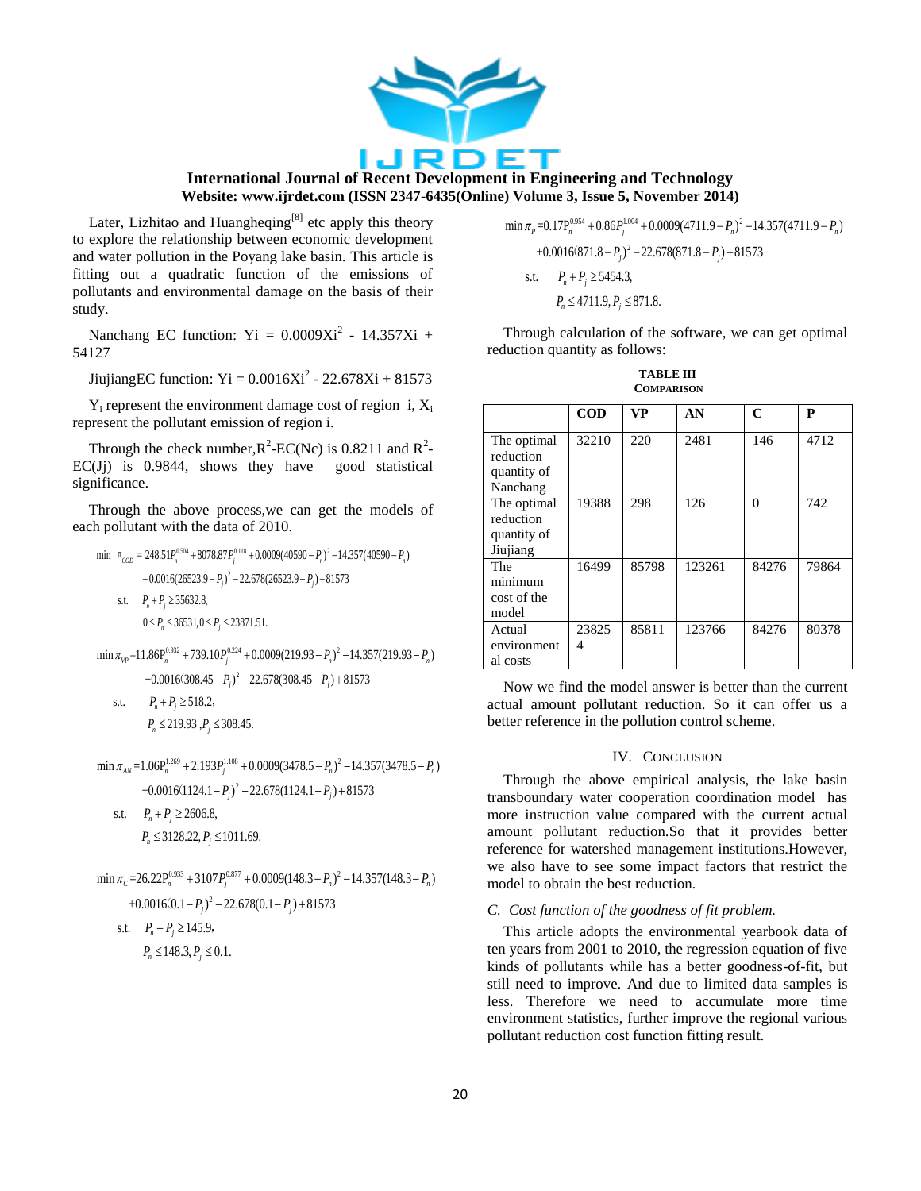Later, Lizhitao and Huangheqing[8] etc apply this theory to explore the relationship between economic development and water pollution in the Poyang lake basin. This article is fitting out a quadratic function of the emissions of pollutants and environmental damage on the basis of their study.

Nanchang EC function: $Yi = 0.0009Xi^2 - 14.357Xi + 54127$

JiujiangEC function: $Yi = 0.0016Xi^2 - 22.678Xi + 81573$

$Y_i$ represent the environment damage cost of region i, $X_i$ represent the pollutant emission of region i.

Through the check number,$R^2$-EC(Nc) is 0.8211 and $R^2$-EC(Jj) is 0.9844, shows they have good statistical significance.

Through the above process,we can get the models of each pollutant with the data of 2010.

$$
\begin{aligned}
\min\ \pi_{COD} &= 248.51P_n^{0.504} + 8078.87P_j^{0.118} + 0.0009(40590 - P_n)^2 - 14.357(40590 - P_n) \\
&\quad + 0.0016(26523.9 - P_j)^2 - 22.678(26523.9 - P_j) + 81573 \\
\text{s.t.}\quad & P_n + P_j \geq 35632.8, \\
& 0 \leq P_n \leq 36531, 0 \leq P_j \leq 23871.51.
\end{aligned}
$$

$$
\begin{aligned}
\min \pi_{VP} &= 11.86P_n^{0.932} + 739.10P_j^{0.224} + 0.0009(219.93 - P_n)^2 - 14.357(219.93 - P_n) \\
&\quad + 0.0016(308.45 - P_j)^2 - 22.678(308.45 - P_j) + 81573 \\
\text{s.t.}\quad & P_n + P_j \geq 518.2, \\
& P_n \leq 219.93, P_j \leq 308.45.
\end{aligned}
$$

$$
\begin{aligned}
\min \pi_{AN} &= 1.06P_n^{1.269} + 2.193P_j^{1.108} + 0.0009(3478.5 - P_n)^2 - 14.357(3478.5 - P_n) \\
&\quad + 0.0016(1124.1 - P_j)^2 - 22.678(1124.1 - P_j) + 81573 \\
\text{s.t.}\quad & P_n + P_j \geq 2606.8, \\
& P_n \leq 3128.22, P_j \leq 1011.69.
\end{aligned}
$$

$$
\begin{aligned}
\min \pi_{C} &= 26.22P_n^{0.933} + 3107P_j^{0.877} + 0.0009(148.3 - P_n)^2 - 14.357(148.3 - P_n) \\
&\quad + 0.0016(0.1 - P_j)^2 - 22.678(0.1 - P_j) + 81573 \\
\text{s.t.}\quad & P_n + P_j \geq 145.9, \\
& P_n \leq 148.3, P_j \leq 0.1.
\end{aligned}
$$

$$
\begin{aligned}
\min \pi_{P} &= 0.17P_n^{0.954} + 0.86P_j^{1.004} + 0.0009(4711.9 - P_n)^2 - 14.357(4711.9 - P_n) \\
&\quad + 0.0016(871.8 - P_j)^2 - 22.678(871.8 - P_j) + 81573 \\
\text{s.t.}\quad & P_n + P_j \geq 5454.3, \\
& P_n \leq 4711.9, P_j \leq 871.8.
\end{aligned}
$$

Through calculation of the software, we can get optimal reduction quantity as follows:

**TABLE III**
**COMPARISON**

| | COD | VP | AN | C | P |
|---|---|---|---|---|---|
| The optimal reduction quantity of Nanchang | 32210 | 220 | 2481 | 146 | 4712 |
| The optimal reduction quantity of Jiujiang | 19388 | 298 | 126 | 0 | 742 |
| The minimum cost of the model | 16499 | 85798 | 123261 | 84276 | 79864 |
| Actual environmental costs | 238254 | 85811 | 123766 | 84276 | 80378 |

Now we find the model answer is better than the current actual amount pollutant reduction. So it can offer us a better reference in the pollution control scheme.

## IV. CONCLUSION

Through the above empirical analysis, the lake basin transboundary water cooperation coordination model has more instruction value compared with the current actual amount pollutant reduction.So that it provides better reference for watershed management institutions.However, we also have to see some impact factors that restrict the model to obtain the best reduction.

### *C. Cost function of the goodness of fit problem.*

This article adopts the environmental yearbook data of ten years from 2001 to 2010, the regression equation of five kinds of pollutants while has a better goodness-of-fit, but still need to improve. And due to limited data samples is less. Therefore we need to accumulate more time environment statistics, further improve the regional various pollutant reduction cost function fitting result.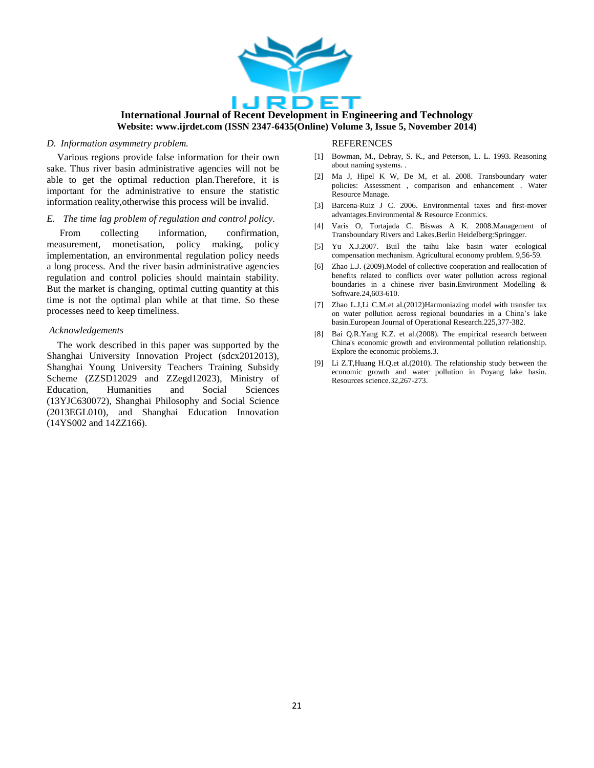### *D. Information asymmetry problem.*

Various regions provide false information for their own sake. Thus river basin administrative agencies will not be able to get the optimal reduction plan.Therefore, it is important for the administrative to ensure the statistic information reality,otherwise this process will be invalid.

### *E. The time lag problem of regulation and control policy.*

From collecting information, confirmation, measurement, monetisation, policy making, policy implementation, an environmental regulation policy needs a long process. And the river basin administrative agencies regulation and control policies should maintain stability. But the market is changing, optimal cutting quantity at this time is not the optimal plan while at that time. So these processes need to keep timeliness.

## *Acknowledgements*

The work described in this paper was supported by the Shanghai University Innovation Project (sdcx2012013), Shanghai Young University Teachers Training Subsidy Scheme (ZZSD12029 and ZZegd12023), Ministry of Education, Humanities and Social Sciences (13YJC630072), Shanghai Philosophy and Social Science (2013EGL010), and Shanghai Education Innovation (14YS002 and 14ZZ166).

## REFERENCES

[1] Bowman, M., Debray, S. K., and Peterson, L. L. 1993. Reasoning about naming systems. .

[2] Ma J, Hipel K W, De M, et al. 2008. Transboundary water policies: Assessment , comparison and enhancement . Water Resource Manage.

[3] Barcena-Ruiz J C. 2006. Environmental taxes and first-mover advantages.Environmental & Resource Econmics.

[4] Varis O, Tortajada C. Biswas A K. 2008.Management of Transboundary Rivers and Lakes.Berlin Heidelberg:Springger.

[5] Yu X.J.2007. Buil the taihu lake basin water ecological compensation mechanism. Agricultural economy problem. 9,56-59.

[6] Zhao L.J. (2009).Model of collective cooperation and reallocation of benefits related to conflicts over water pollution across regional boundaries in a chinese river basin.Environment Modelling & Software.24,603-610.

[7] Zhao L.J,Li C.M.et al.(2012)Harmoniazing model with transfer tax on water pollution across regional boundaries in a China's lake basin.European Journal of Operational Research.225,377-382.

[8] Bai Q.R.Yang K.Z. et al.(2008). The empirical research between China's economic growth and environmental pollution relationship. Explore the economic problems.3.

[9] Li Z.T,Huang H.Q.et al.(2010). The relationship study between the economic growth and water pollution in Poyang lake basin. Resources science.32,267-273.